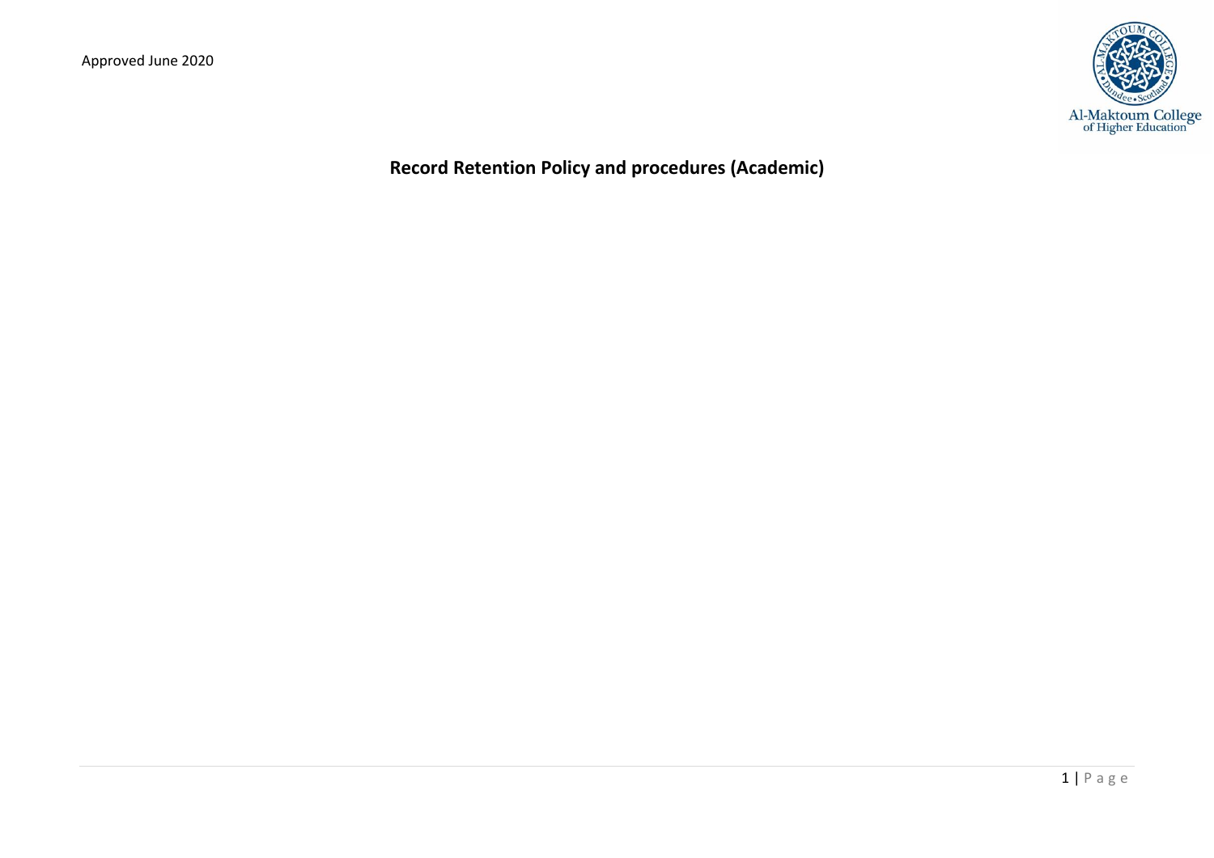Approved June 2020

# Record Retention Policy and procedures (Academic)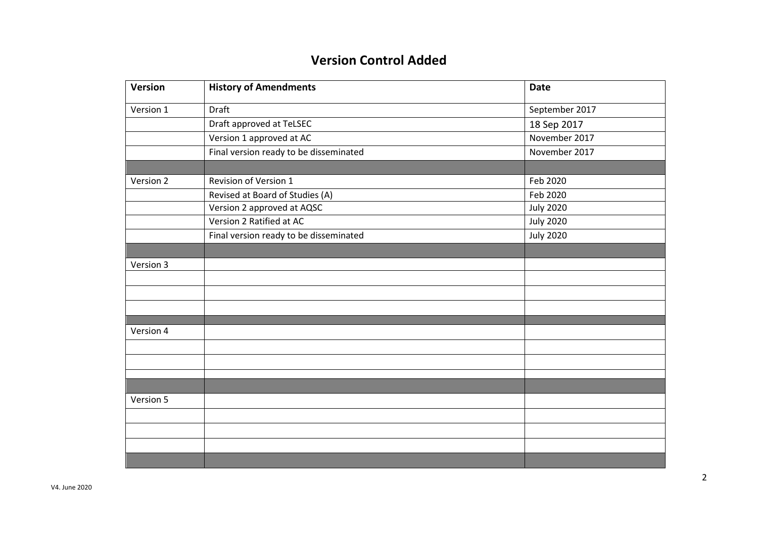# Version Control Added

| Version | History of Amendments | Date |
|---|---|---|
| Version 1 | Draft | September 2017 |
| | Draft approved at TeLSEC | 18 Sep 2017 |
| | Version 1 approved at AC | November 2017 |
| | Final version ready to be disseminated | November 2017 |
| | | |
| Version 2 | Revision of Version 1 | Feb 2020 |
| | Revised at Board of Studies (A) | Feb 2020 |
| | Version 2 approved at AQSC | July 2020 |
| | Version 2 Ratified at AC | July 2020 |
| | Final version ready to be disseminated | July 2020 |
| | | |
| Version 3 | | |
| | | |
| | | |
| | | |
| | | |
| Version 4 | | |
| | | |
| | | |
| | | |
| | | |
| Version 5 | | |
| | | |
| | | |
| | | |
| | | |

V4. June 2020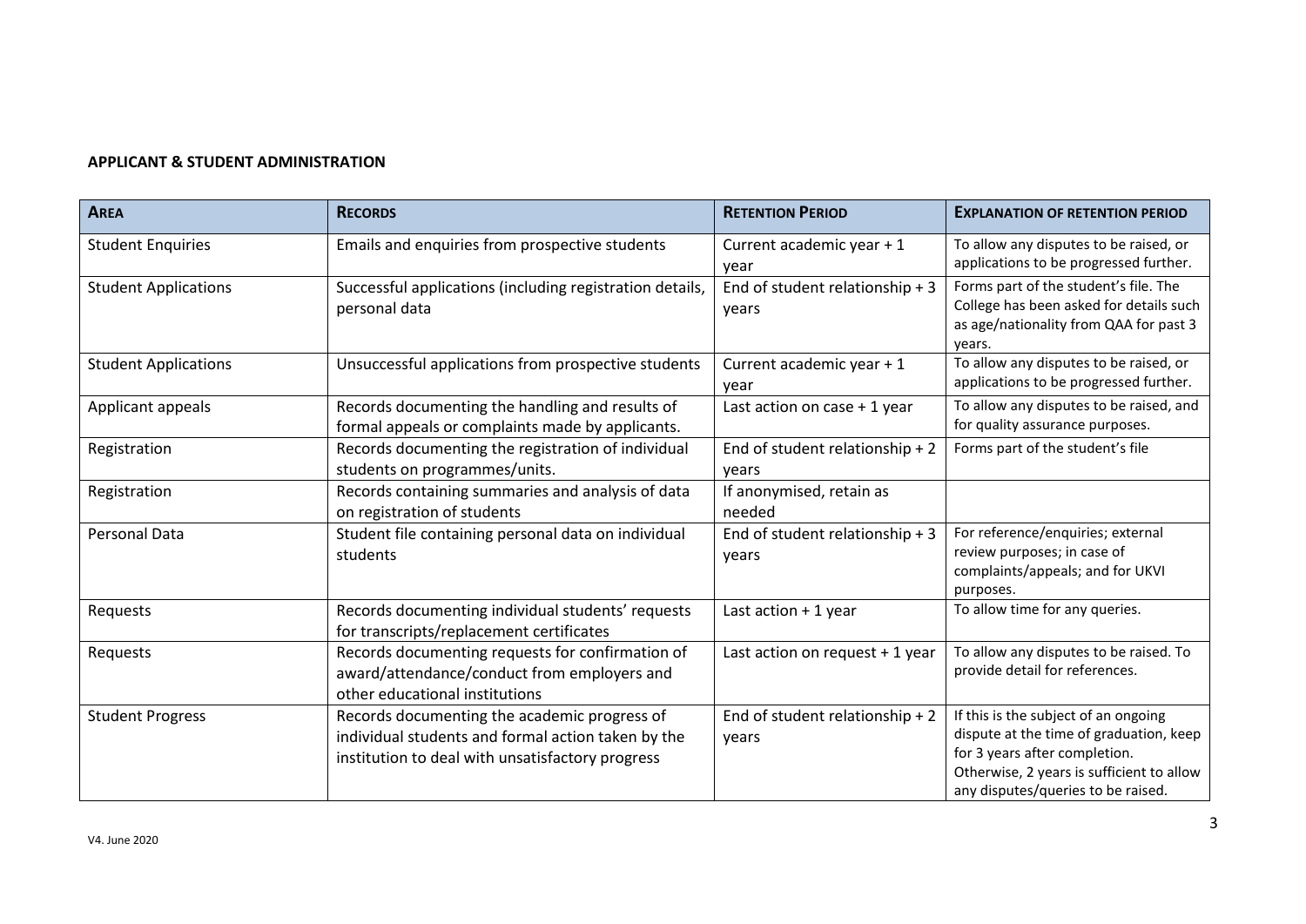**APPLICANT & STUDENT ADMINISTRATION**

| AREA | RECORDS | RETENTION PERIOD | EXPLANATION OF RETENTION PERIOD |
|---|---|---|---|
| Student Enquiries | Emails and enquiries from prospective students | Current academic year + 1 year | To allow any disputes to be raised, or applications to be progressed further. |
| Student Applications | Successful applications (including registration details, personal data | End of student relationship + 3 years | Forms part of the student's file. The College has been asked for details such as age/nationality from QAA for past 3 years. |
| Student Applications | Unsuccessful applications from prospective students | Current academic year + 1 year | To allow any disputes to be raised, or applications to be progressed further. |
| Applicant appeals | Records documenting the handling and results of formal appeals or complaints made by applicants. | Last action on case + 1 year | To allow any disputes to be raised, and for quality assurance purposes. |
| Registration | Records documenting the registration of individual students on programmes/units. | End of student relationship + 2 years | Forms part of the student's file |
| Registration | Records containing summaries and analysis of data on registration of students | If anonymised, retain as needed | |
| Personal Data | Student file containing personal data on individual students | End of student relationship + 3 years | For reference/enquiries; external review purposes; in case of complaints/appeals; and for UKVI purposes. |
| Requests | Records documenting individual students' requests for transcripts/replacement certificates | Last action + 1 year | To allow time for any queries. |
| Requests | Records documenting requests for confirmation of award/attendance/conduct from employers and other educational institutions | Last action on request + 1 year | To allow any disputes to be raised. To provide detail for references. |
| Student Progress | Records documenting the academic progress of individual students and formal action taken by the institution to deal with unsatisfactory progress | End of student relationship + 2 years | If this is the subject of an ongoing dispute at the time of graduation, keep for 3 years after completion. Otherwise, 2 years is sufficient to allow any disputes/queries to be raised. |

V4. June 2020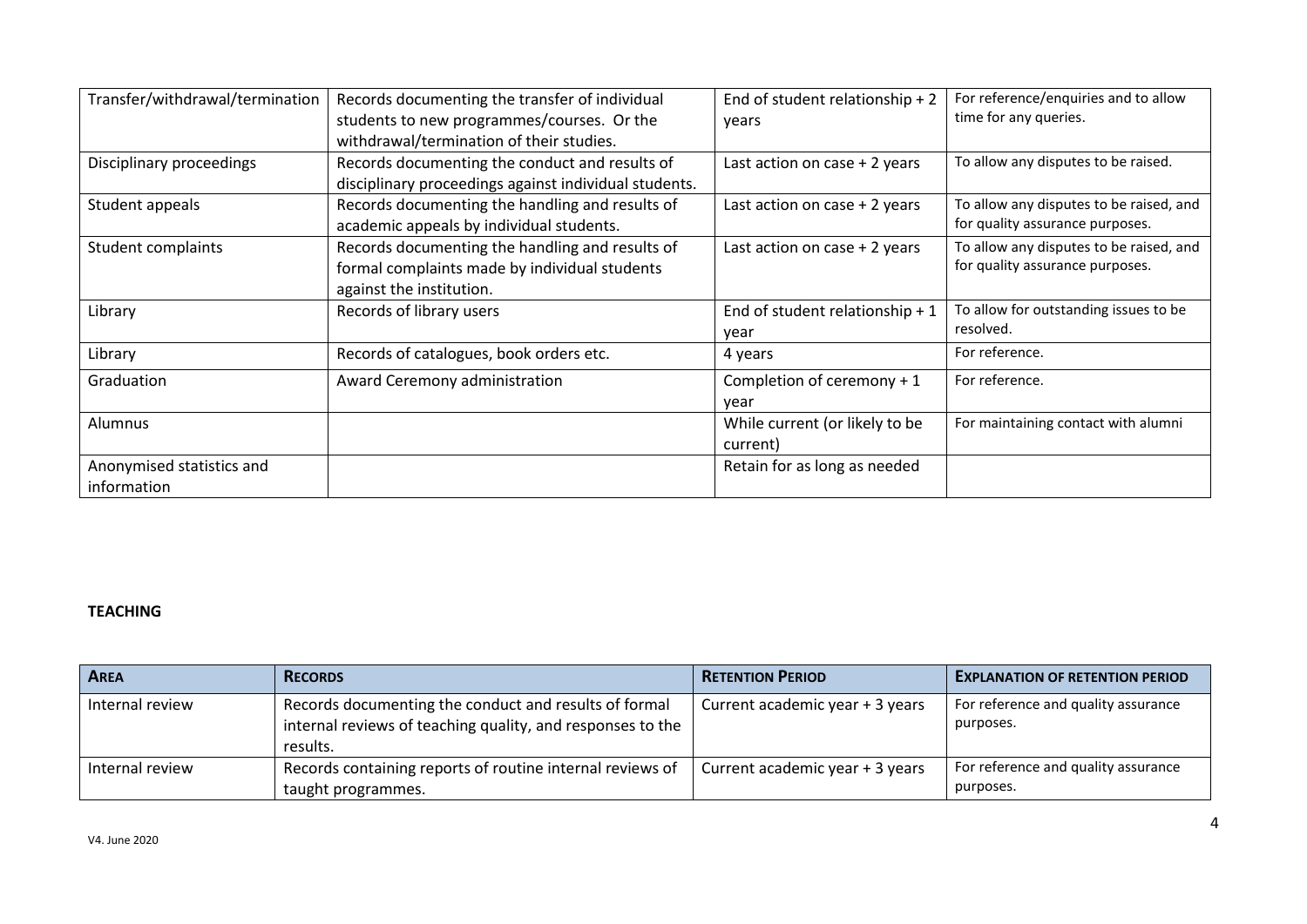| Transfer/withdrawal/termination | Records documenting the transfer of individual students to new programmes/courses. Or the withdrawal/termination of their studies. | End of student relationship + 2 years | For reference/enquiries and to allow time for any queries. |
|---|---|---|---|
| Disciplinary proceedings | Records documenting the conduct and results of disciplinary proceedings against individual students. | Last action on case + 2 years | To allow any disputes to be raised. |
| Student appeals | Records documenting the handling and results of academic appeals by individual students. | Last action on case + 2 years | To allow any disputes to be raised, and for quality assurance purposes. |
| Student complaints | Records documenting the handling and results of formal complaints made by individual students against the institution. | Last action on case + 2 years | To allow any disputes to be raised, and for quality assurance purposes. |
| Library | Records of library users | End of student relationship + 1 year | To allow for outstanding issues to be resolved. |
| Library | Records of catalogues, book orders etc. | 4 years | For reference. |
| Graduation | Award Ceremony administration | Completion of ceremony + 1 year | For reference. |
| Alumnus | | While current (or likely to be current) | For maintaining contact with alumni |
| Anonymised statistics and information | | Retain for as long as needed | |

**TEACHING**

| **AREA** | **RECORDS** | **RETENTION PERIOD** | **EXPLANATION OF RETENTION PERIOD** |
|---|---|---|---|
| Internal review | Records documenting the conduct and results of formal internal reviews of teaching quality, and responses to the results. | Current academic year + 3 years | For reference and quality assurance purposes. |
| Internal review | Records containing reports of routine internal reviews of taught programmes. | Current academic year + 3 years | For reference and quality assurance purposes. |

V4. June 2020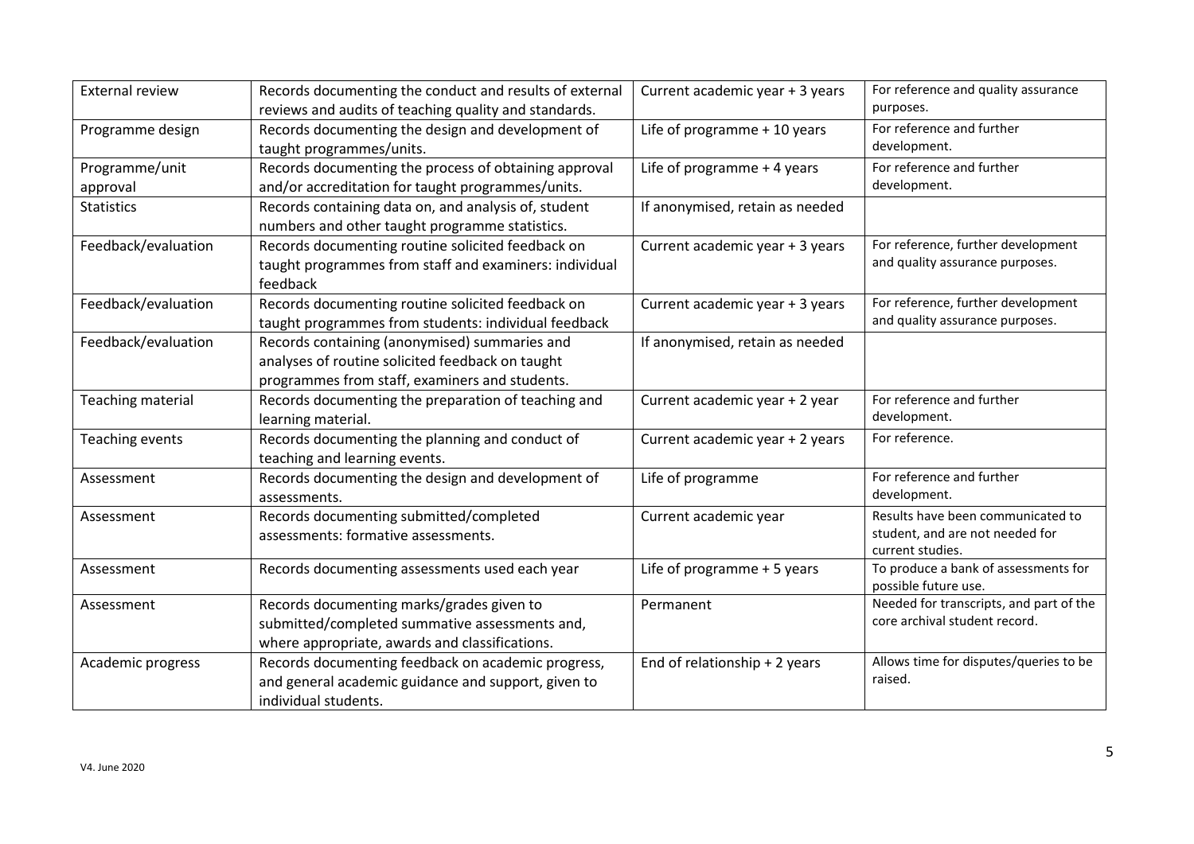| External review | Records documenting the conduct and results of external reviews and audits of teaching quality and standards. | Current academic year + 3 years | For reference and quality assurance purposes. |
|---|---|---|---|
| Programme design | Records documenting the design and development of taught programmes/units. | Life of programme + 10 years | For reference and further development. |
| Programme/unit approval | Records documenting the process of obtaining approval and/or accreditation for taught programmes/units. | Life of programme + 4 years | For reference and further development. |
| Statistics | Records containing data on, and analysis of, student numbers and other taught programme statistics. | If anonymised, retain as needed | |
| Feedback/evaluation | Records documenting routine solicited feedback on taught programmes from staff and examiners: individual feedback | Current academic year + 3 years | For reference, further development and quality assurance purposes. |
| Feedback/evaluation | Records documenting routine solicited feedback on taught programmes from students: individual feedback | Current academic year + 3 years | For reference, further development and quality assurance purposes. |
| Feedback/evaluation | Records containing (anonymised) summaries and analyses of routine solicited feedback on taught programmes from staff, examiners and students. | If anonymised, retain as needed | |
| Teaching material | Records documenting the preparation of teaching and learning material. | Current academic year + 2 year | For reference and further development. |
| Teaching events | Records documenting the planning and conduct of teaching and learning events. | Current academic year + 2 years | For reference. |
| Assessment | Records documenting the design and development of assessments. | Life of programme | For reference and further development. |
| Assessment | Records documenting submitted/completed assessments: formative assessments. | Current academic year | Results have been communicated to student, and are not needed for current studies. |
| Assessment | Records documenting assessments used each year | Life of programme + 5 years | To produce a bank of assessments for possible future use. |
| Assessment | Records documenting marks/grades given to submitted/completed summative assessments and, where appropriate, awards and classifications. | Permanent | Needed for transcripts, and part of the core archival student record. |
| Academic progress | Records documenting feedback on academic progress, and general academic guidance and support, given to individual students. | End of relationship + 2 years | Allows time for disputes/queries to be raised. |

V4. June 2020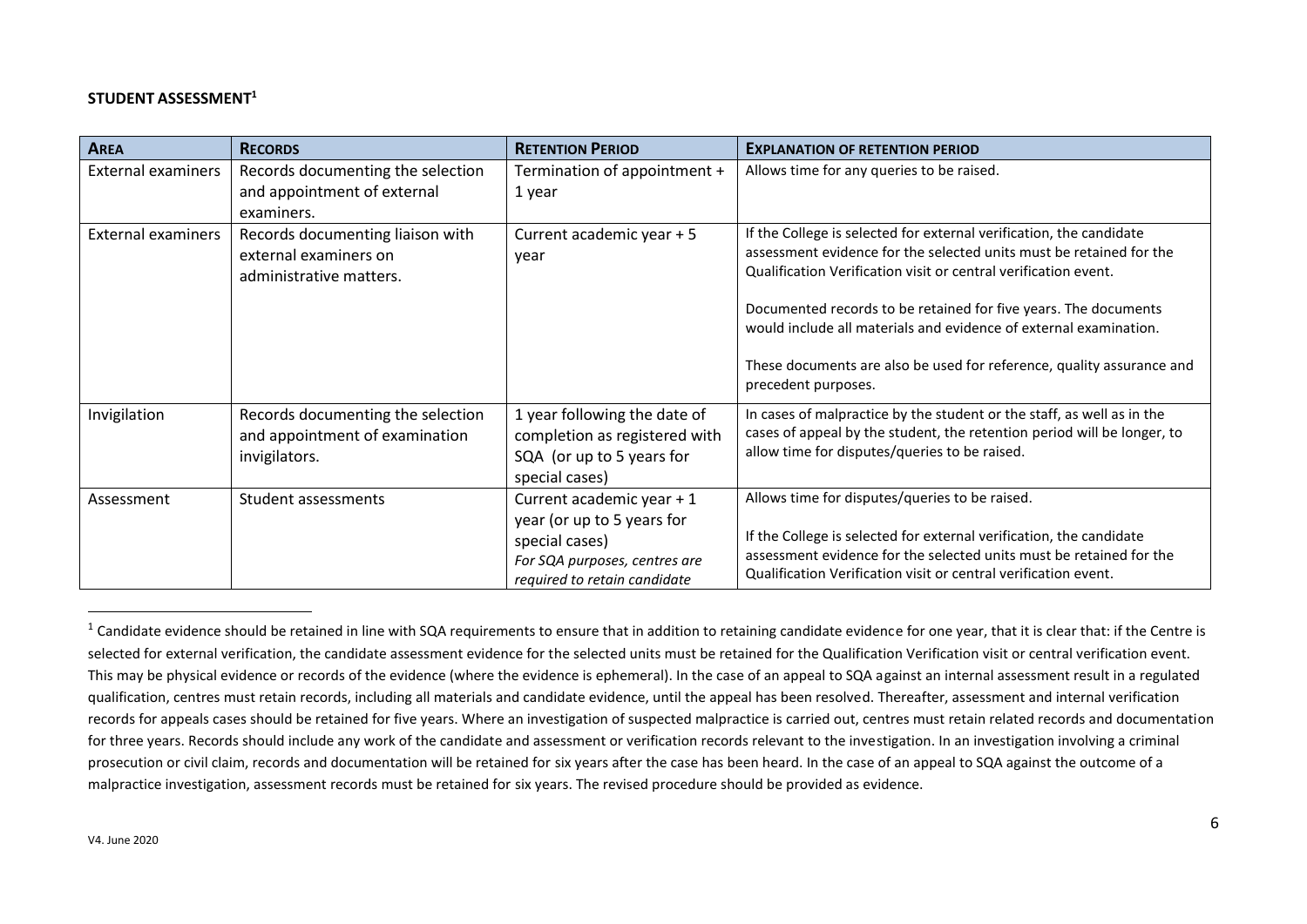**STUDENT ASSESSMENT[1]**

| AREA | RECORDS | RETENTION PERIOD | EXPLANATION OF RETENTION PERIOD |
| --- | --- | --- | --- |
| External examiners | Records documenting the selection and appointment of external examiners. | Termination of appointment + 1 year | Allows time for any queries to be raised. |
| External examiners | Records documenting liaison with external examiners on administrative matters. | Current academic year + 5 year | If the College is selected for external verification, the candidate assessment evidence for the selected units must be retained for the Qualification Verification visit or central verification event.<br><br>Documented records to be retained for five years. The documents would include all materials and evidence of external examination.<br><br>These documents are also be used for reference, quality assurance and precedent purposes. |
| Invigilation | Records documenting the selection and appointment of examination invigilators. | 1 year following the date of completion as registered with SQA (or up to 5 years for special cases) | In cases of malpractice by the student or the staff, as well as in the cases of appeal by the student, the retention period will be longer, to allow time for disputes/queries to be raised. |
| Assessment | Student assessments | Current academic year + 1 year (or up to 5 years for special cases)<br>*For SQA purposes, centres are required to retain candidate* | Allows time for disputes/queries to be raised.<br><br>If the College is selected for external verification, the candidate assessment evidence for the selected units must be retained for the Qualification Verification visit or central verification event. |

[1] Candidate evidence should be retained in line with SQA requirements to ensure that in addition to retaining candidate evidence for one year, that it is clear that: if the Centre is selected for external verification, the candidate assessment evidence for the selected units must be retained for the Qualification Verification visit or central verification event. This may be physical evidence or records of the evidence (where the evidence is ephemeral). In the case of an appeal to SQA against an internal assessment result in a regulated qualification, centres must retain records, including all materials and candidate evidence, until the appeal has been resolved. Thereafter, assessment and internal verification records for appeals cases should be retained for five years. Where an investigation of suspected malpractice is carried out, centres must retain related records and documentation for three years. Records should include any work of the candidate and assessment or verification records relevant to the investigation. In an investigation involving a criminal prosecution or civil claim, records and documentation will be retained for six years after the case has been heard. In the case of an appeal to SQA against the outcome of a malpractice investigation, assessment records must be retained for six years. The revised procedure should be provided as evidence.

V4. June 2020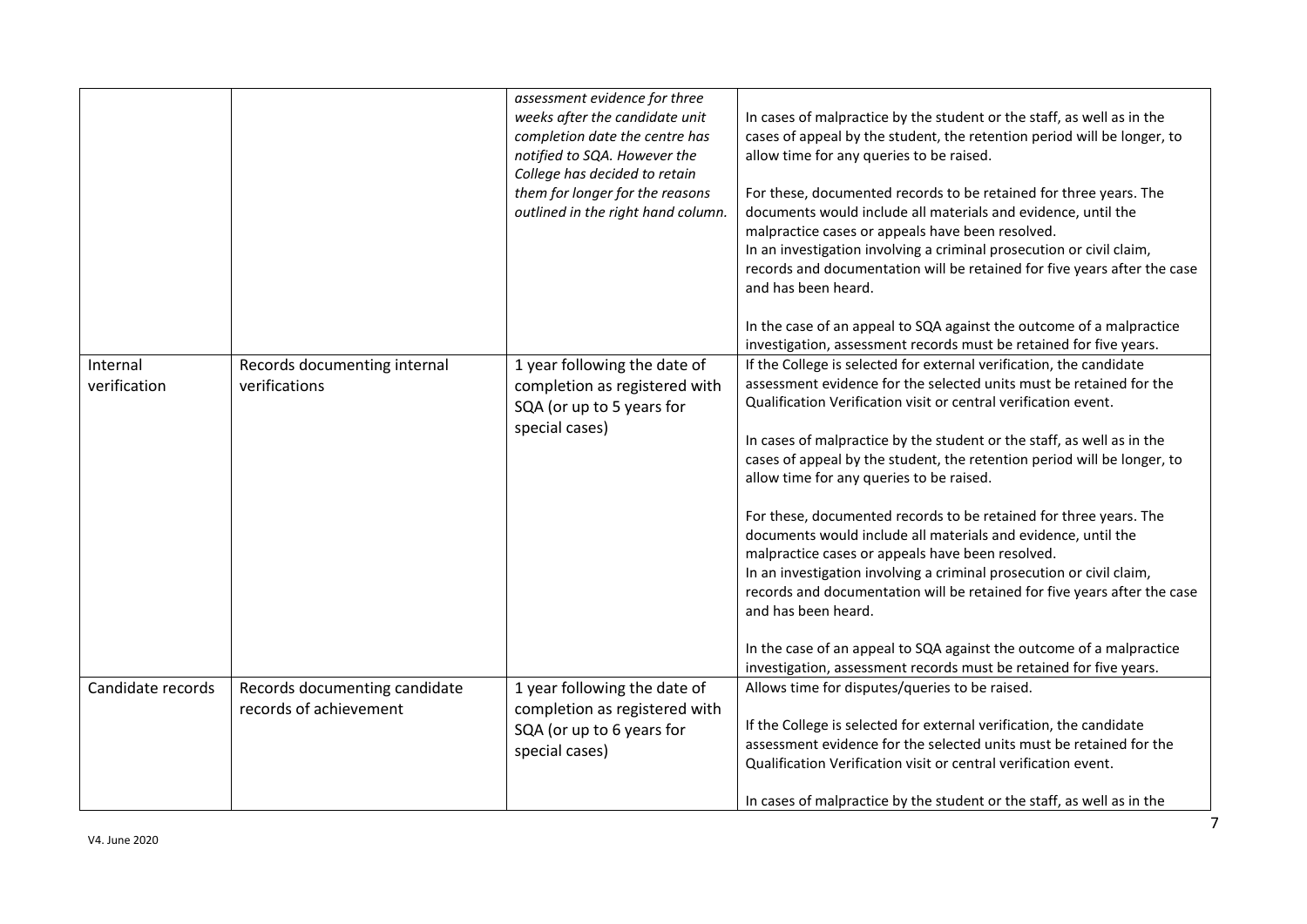| | | | |
|---|---|---|---|
| | | *assessment evidence for three weeks after the candidate unit completion date the centre has notified to SQA. However the College has decided to retain them for longer for the reasons outlined in the right hand column.* | In cases of malpractice by the student or the staff, as well as in the cases of appeal by the student, the retention period will be longer, to allow time for any queries to be raised.<br><br>For these, documented records to be retained for three years. The documents would include all materials and evidence, until the malpractice cases or appeals have been resolved.<br>In an investigation involving a criminal prosecution or civil claim, records and documentation will be retained for five years after the case and has been heard.<br><br>In the case of an appeal to SQA against the outcome of a malpractice investigation, assessment records must be retained for five years. |
| Internal verification | Records documenting internal verifications | 1 year following the date of completion as registered with SQA (or up to 5 years for special cases) | If the College is selected for external verification, the candidate assessment evidence for the selected units must be retained for the Qualification Verification visit or central verification event.<br><br>In cases of malpractice by the student or the staff, as well as in the cases of appeal by the student, the retention period will be longer, to allow time for any queries to be raised.<br><br>For these, documented records to be retained for three years. The documents would include all materials and evidence, until the malpractice cases or appeals have been resolved.<br>In an investigation involving a criminal prosecution or civil claim, records and documentation will be retained for five years after the case and has been heard.<br><br>In the case of an appeal to SQA against the outcome of a malpractice investigation, assessment records must be retained for five years. |
| Candidate records | Records documenting candidate records of achievement | 1 year following the date of completion as registered with SQA (or up to 6 years for special cases) | Allows time for disputes/queries to be raised.<br><br>If the College is selected for external verification, the candidate assessment evidence for the selected units must be retained for the Qualification Verification visit or central verification event.<br><br>In cases of malpractice by the student or the staff, as well as in the |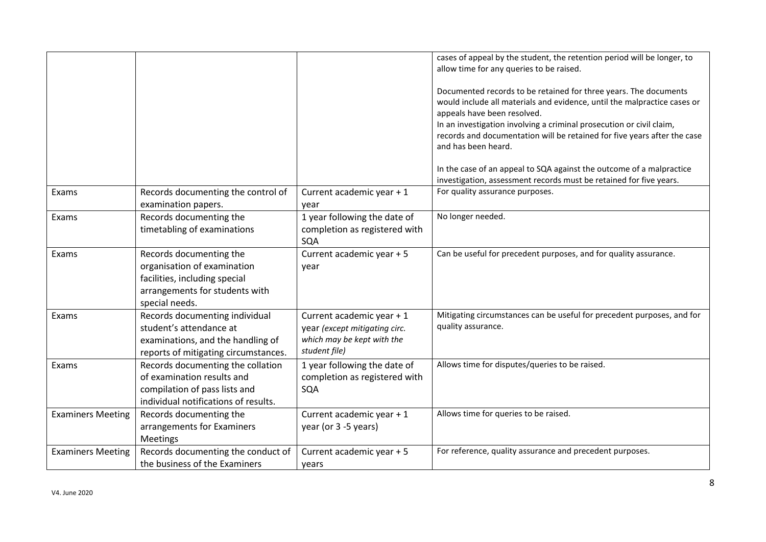| | | | |
|---|---|---|---|
| | | | cases of appeal by the student, the retention period will be longer, to allow time for any queries to be raised.<br><br>Documented records to be retained for three years. The documents would include all materials and evidence, until the malpractice cases or appeals have been resolved.<br>In an investigation involving a criminal prosecution or civil claim, records and documentation will be retained for five years after the case and has been heard.<br><br>In the case of an appeal to SQA against the outcome of a malpractice investigation, assessment records must be retained for five years. |
| Exams | Records documenting the control of examination papers. | Current academic year + 1 year | For quality assurance purposes. |
| Exams | Records documenting the timetabling of examinations | 1 year following the date of completion as registered with SQA | No longer needed. |
| Exams | Records documenting the organisation of examination facilities, including special arrangements for students with special needs. | Current academic year + 5 year | Can be useful for precedent purposes, and for quality assurance. |
| Exams | Records documenting individual student's attendance at examinations, and the handling of reports of mitigating circumstances. | Current academic year + 1 year *(except mitigating circ. which may be kept with the student file)* | Mitigating circumstances can be useful for precedent purposes, and for quality assurance. |
| Exams | Records documenting the collation of examination results and compilation of pass lists and individual notifications of results. | 1 year following the date of completion as registered with SQA | Allows time for disputes/queries to be raised. |
| Examiners Meeting | Records documenting the arrangements for Examiners Meetings | Current academic year + 1 year (or 3 -5 years) | Allows time for queries to be raised. |
| Examiners Meeting | Records documenting the conduct of the business of the Examiners | Current academic year + 5 years | For reference, quality assurance and precedent purposes. |

V4. June 2020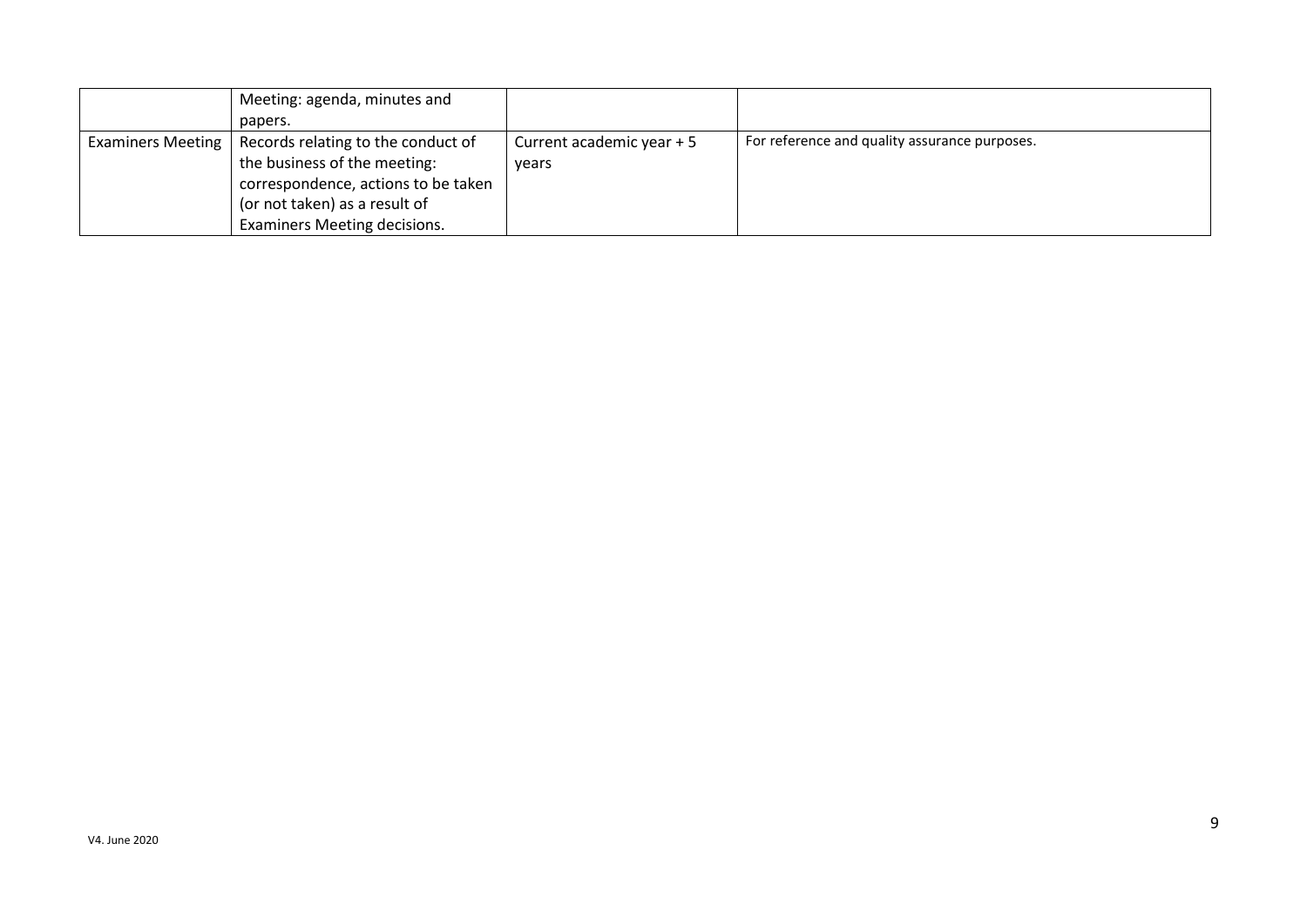| | | | |
|---|---|---|---|
| | Meeting: agenda, minutes and papers. | | |
| Examiners Meeting | Records relating to the conduct of the business of the meeting: correspondence, actions to be taken (or not taken) as a result of Examiners Meeting decisions. | Current academic year + 5 years | For reference and quality assurance purposes. |

V4. June 2020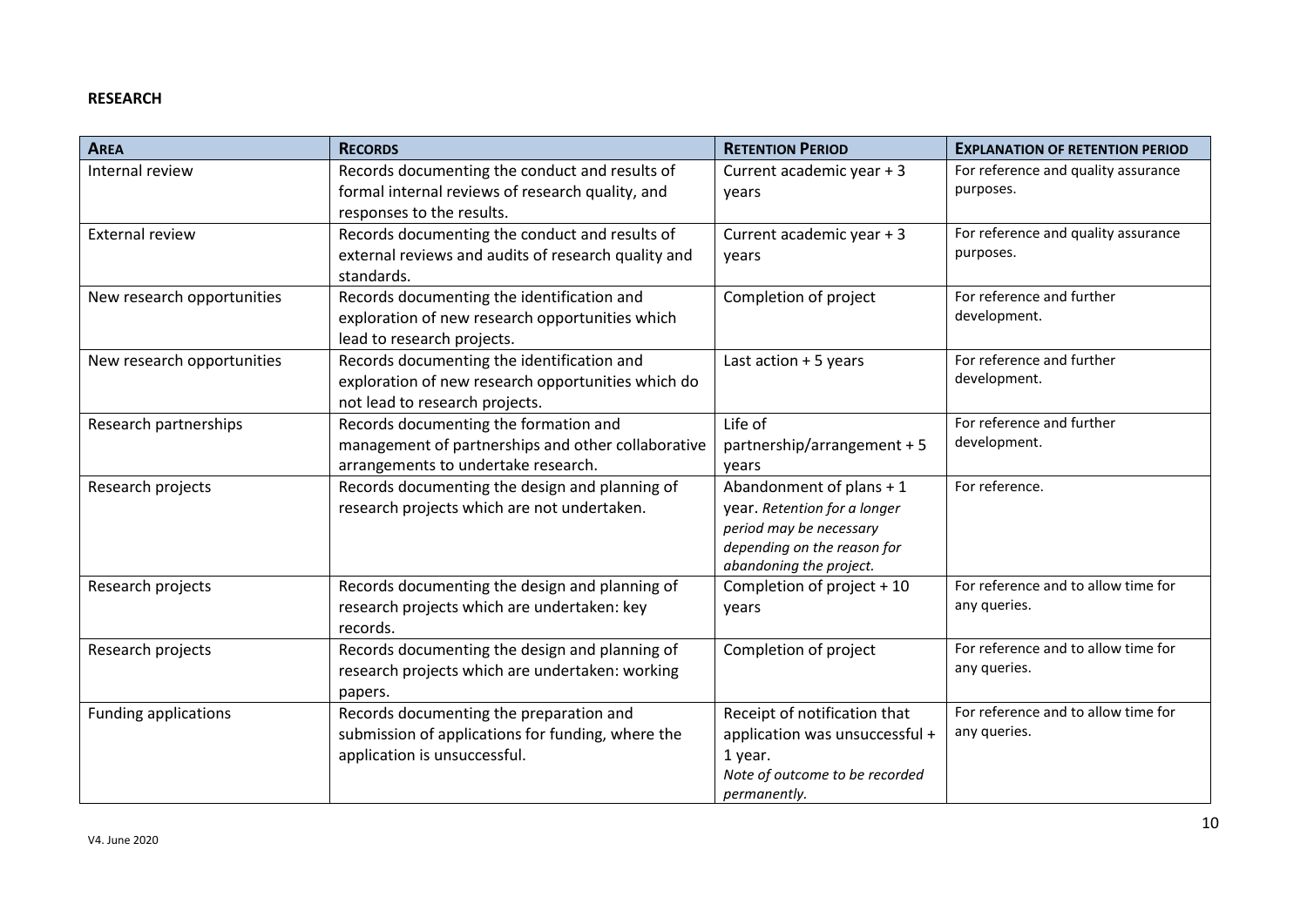**RESEARCH**

| AREA | RECORDS | RETENTION PERIOD | EXPLANATION OF RETENTION PERIOD |
|---|---|---|---|
| Internal review | Records documenting the conduct and results of formal internal reviews of research quality, and responses to the results. | Current academic year + 3 years | For reference and quality assurance purposes. |
| External review | Records documenting the conduct and results of external reviews and audits of research quality and standards. | Current academic year + 3 years | For reference and quality assurance purposes. |
| New research opportunities | Records documenting the identification and exploration of new research opportunities which lead to research projects. | Completion of project | For reference and further development. |
| New research opportunities | Records documenting the identification and exploration of new research opportunities which do not lead to research projects. | Last action + 5 years | For reference and further development. |
| Research partnerships | Records documenting the formation and management of partnerships and other collaborative arrangements to undertake research. | Life of partnership/arrangement + 5 years | For reference and further development. |
| Research projects | Records documenting the design and planning of research projects which are not undertaken. | Abandonment of plans + 1 year. *Retention for a longer period may be necessary depending on the reason for abandoning the project.* | For reference. |
| Research projects | Records documenting the design and planning of research projects which are undertaken: key records. | Completion of project + 10 years | For reference and to allow time for any queries. |
| Research projects | Records documenting the design and planning of research projects which are undertaken: working papers. | Completion of project | For reference and to allow time for any queries. |
| Funding applications | Records documenting the preparation and submission of applications for funding, where the application is unsuccessful. | Receipt of notification that application was unsuccessful + 1 year. *Note of outcome to be recorded permanently.* | For reference and to allow time for any queries. |

V4. June 2020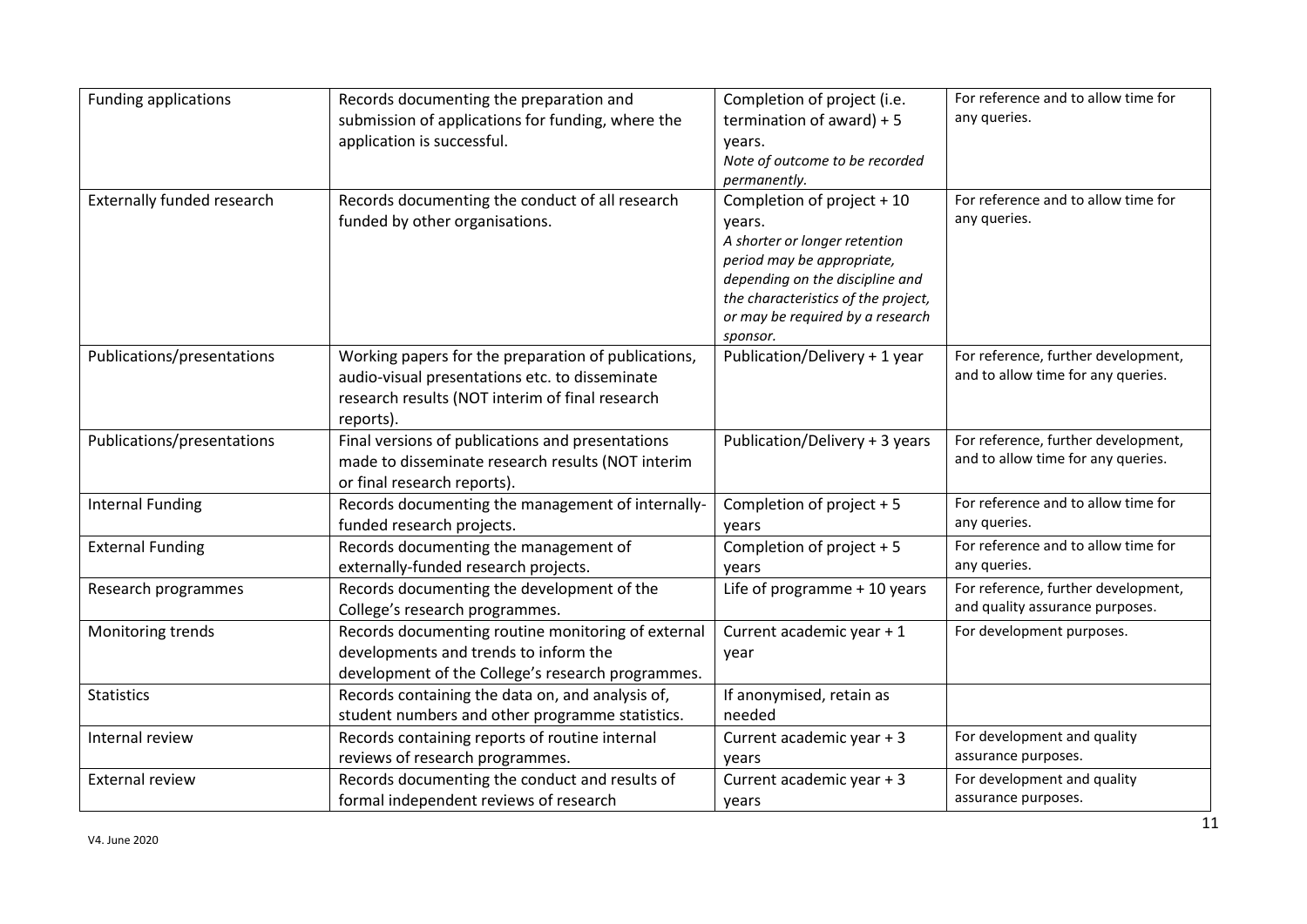| Funding applications | Records documenting the preparation and submission of applications for funding, where the application is successful. | Completion of project (i.e. termination of award) + 5 years. *Note of outcome to be recorded permanently.* | For reference and to allow time for any queries. |
|---|---|---|---|
| Externally funded research | Records documenting the conduct of all research funded by other organisations. | Completion of project + 10 years. *A shorter or longer retention period may be appropriate, depending on the discipline and the characteristics of the project, or may be required by a research sponsor.* | For reference and to allow time for any queries. |
| Publications/presentations | Working papers for the preparation of publications, audio-visual presentations etc. to disseminate research results (NOT interim of final research reports). | Publication/Delivery + 1 year | For reference, further development, and to allow time for any queries. |
| Publications/presentations | Final versions of publications and presentations made to disseminate research results (NOT interim or final research reports). | Publication/Delivery + 3 years | For reference, further development, and to allow time for any queries. |
| Internal Funding | Records documenting the management of internally-funded research projects. | Completion of project + 5 years | For reference and to allow time for any queries. |
| External Funding | Records documenting the management of externally-funded research projects. | Completion of project + 5 years | For reference and to allow time for any queries. |
| Research programmes | Records documenting the development of the College's research programmes. | Life of programme + 10 years | For reference, further development, and quality assurance purposes. |
| Monitoring trends | Records documenting routine monitoring of external developments and trends to inform the development of the College's research programmes. | Current academic year + 1 year | For development purposes. |
| Statistics | Records containing the data on, and analysis of, student numbers and other programme statistics. | If anonymised, retain as needed | |
| Internal review | Records containing reports of routine internal reviews of research programmes. | Current academic year + 3 years | For development and quality assurance purposes. |
| External review | Records documenting the conduct and results of formal independent reviews of research | Current academic year + 3 years | For development and quality assurance purposes. |

V4. June 2020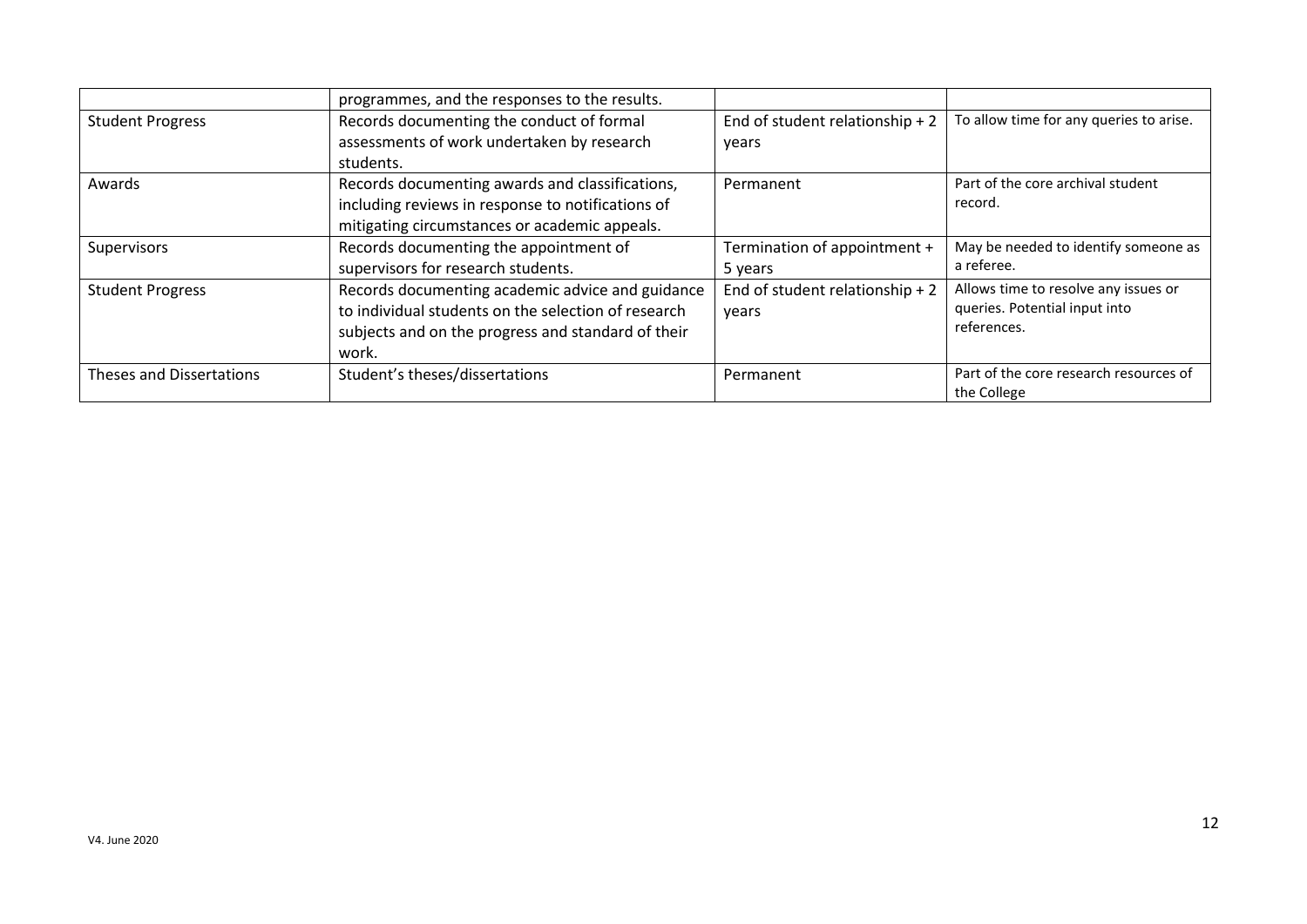| | | | |
|---|---|---|---|
| | programmes, and the responses to the results. | | |
| Student Progress | Records documenting the conduct of formal assessments of work undertaken by research students. | End of student relationship + 2 years | To allow time for any queries to arise. |
| Awards | Records documenting awards and classifications, including reviews in response to notifications of mitigating circumstances or academic appeals. | Permanent | Part of the core archival student record. |
| Supervisors | Records documenting the appointment of supervisors for research students. | Termination of appointment + 5 years | May be needed to identify someone as a referee. |
| Student Progress | Records documenting academic advice and guidance to individual students on the selection of research subjects and on the progress and standard of their work. | End of student relationship + 2 years | Allows time to resolve any issues or queries. Potential input into references. |
| Theses and Dissertations | Student's theses/dissertations | Permanent | Part of the core research resources of the College |

V4. June 2020